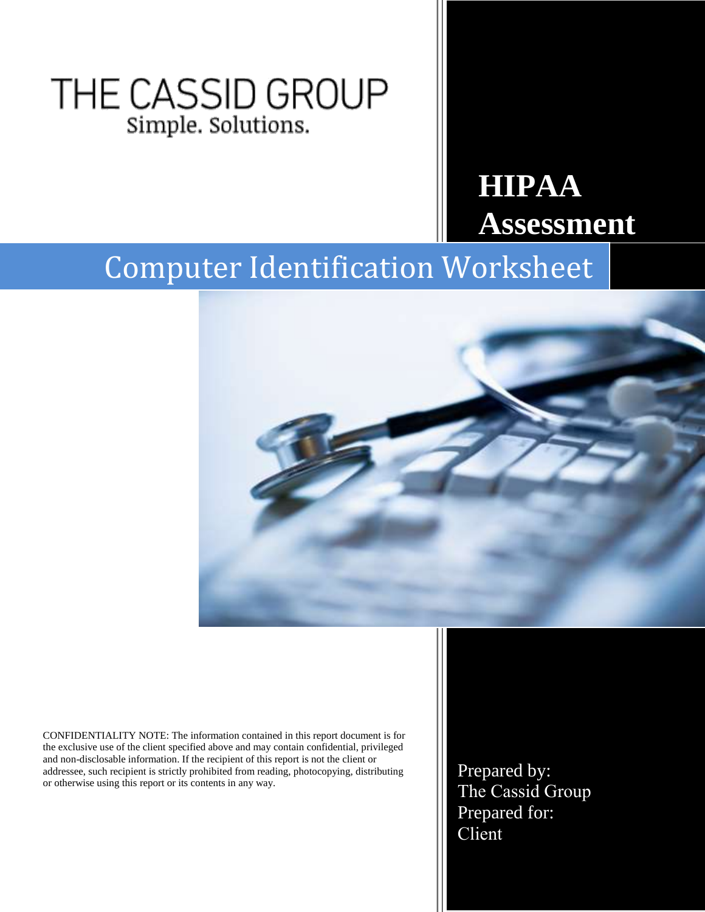THE CASSID GROUP

Simple. Solutions.

# HIPAA Assessment

## Computer Identification Worksheet

CONFIDENTIALITY NOTE: The information contained in this report document is for the exclusive use of the client specified above and may contain confidential, privileged and non-disclosable information. If the recipient of this report is not the client or addressee, such recipient is strictly prohibited from reading, photocopying, distributing or otherwise using this report or its contents in any way.

Prepared by:
The Cassid Group
Prepared for:
Client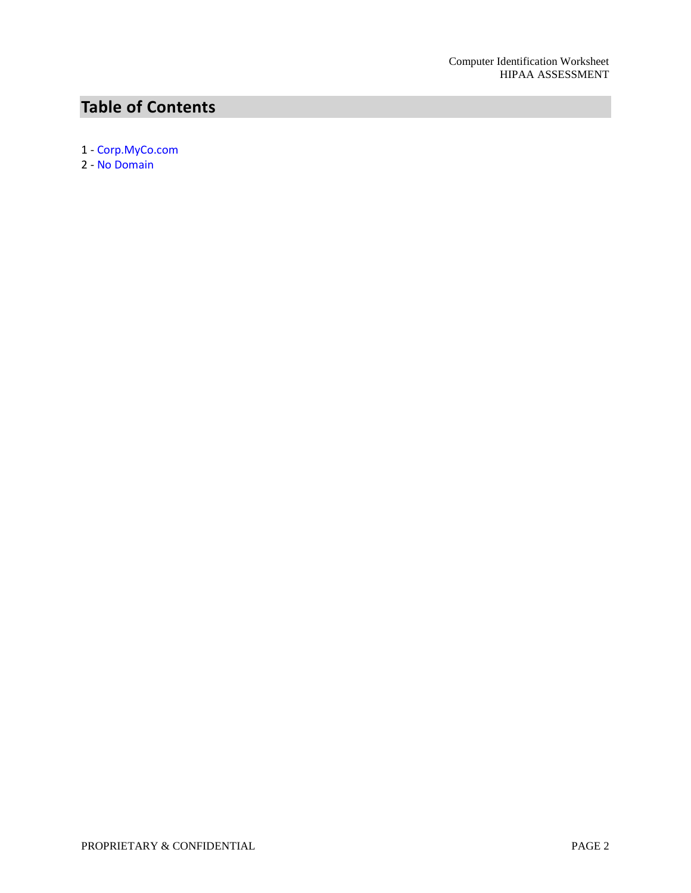## Table of Contents

1 - Corp.MyCo.com

2 - No Domain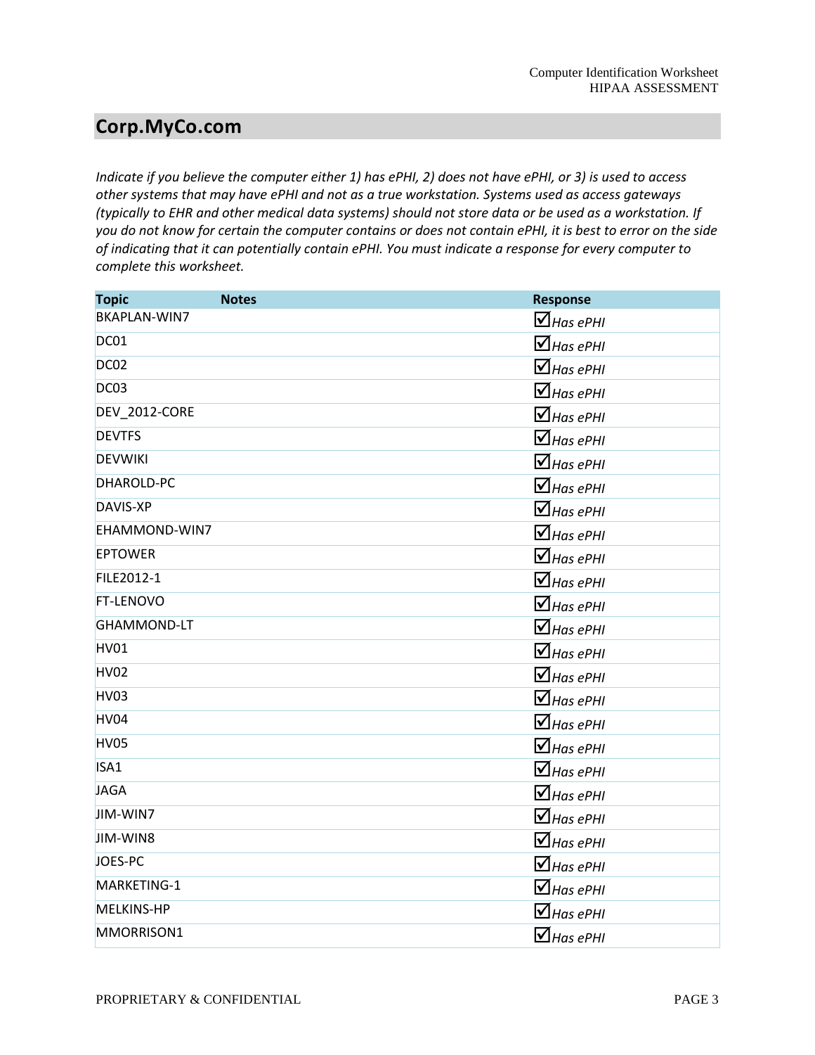## Corp.MyCo.com

*Indicate if you believe the computer either 1) has ePHI, 2) does not have ePHI, or 3) is used to access other systems that may have ePHI and not as a true workstation. Systems used as access gateways (typically to EHR and other medical data systems) should not store data or be used as a workstation. If you do not know for certain the computer contains or does not contain ePHI, it is best to error on the side of indicating that it can potentially contain ePHI. You must indicate a response for every computer to complete this worksheet.*

| Topic | Notes | Response |
|---|---|---|
| BKAPLAN-WIN7 | | ☑ *Has ePHI* |
| DC01 | | ☑ *Has ePHI* |
| DC02 | | ☑ *Has ePHI* |
| DC03 | | ☑ *Has ePHI* |
| DEV_2012-CORE | | ☑ *Has ePHI* |
| DEVTFS | | ☑ *Has ePHI* |
| DEVWIKI | | ☑ *Has ePHI* |
| DHAROLD-PC | | ☑ *Has ePHI* |
| DAVIS-XP | | ☑ *Has ePHI* |
| EHAMMOND-WIN7 | | ☑ *Has ePHI* |
| EPTOWER | | ☑ *Has ePHI* |
| FILE2012-1 | | ☑ *Has ePHI* |
| FT-LENOVO | | ☑ *Has ePHI* |
| GHAMMOND-LT | | ☑ *Has ePHI* |
| HV01 | | ☑ *Has ePHI* |
| HV02 | | ☑ *Has ePHI* |
| HV03 | | ☑ *Has ePHI* |
| HV04 | | ☑ *Has ePHI* |
| HV05 | | ☑ *Has ePHI* |
| ISA1 | | ☑ *Has ePHI* |
| JAGA | | ☑ *Has ePHI* |
| JIM-WIN7 | | ☑ *Has ePHI* |
| JIM-WIN8 | | ☑ *Has ePHI* |
| JOES-PC | | ☑ *Has ePHI* |
| MARKETING-1 | | ☑ *Has ePHI* |
| MELKINS-HP | | ☑ *Has ePHI* |
| MMORRISON1 | | ☑ *Has ePHI* |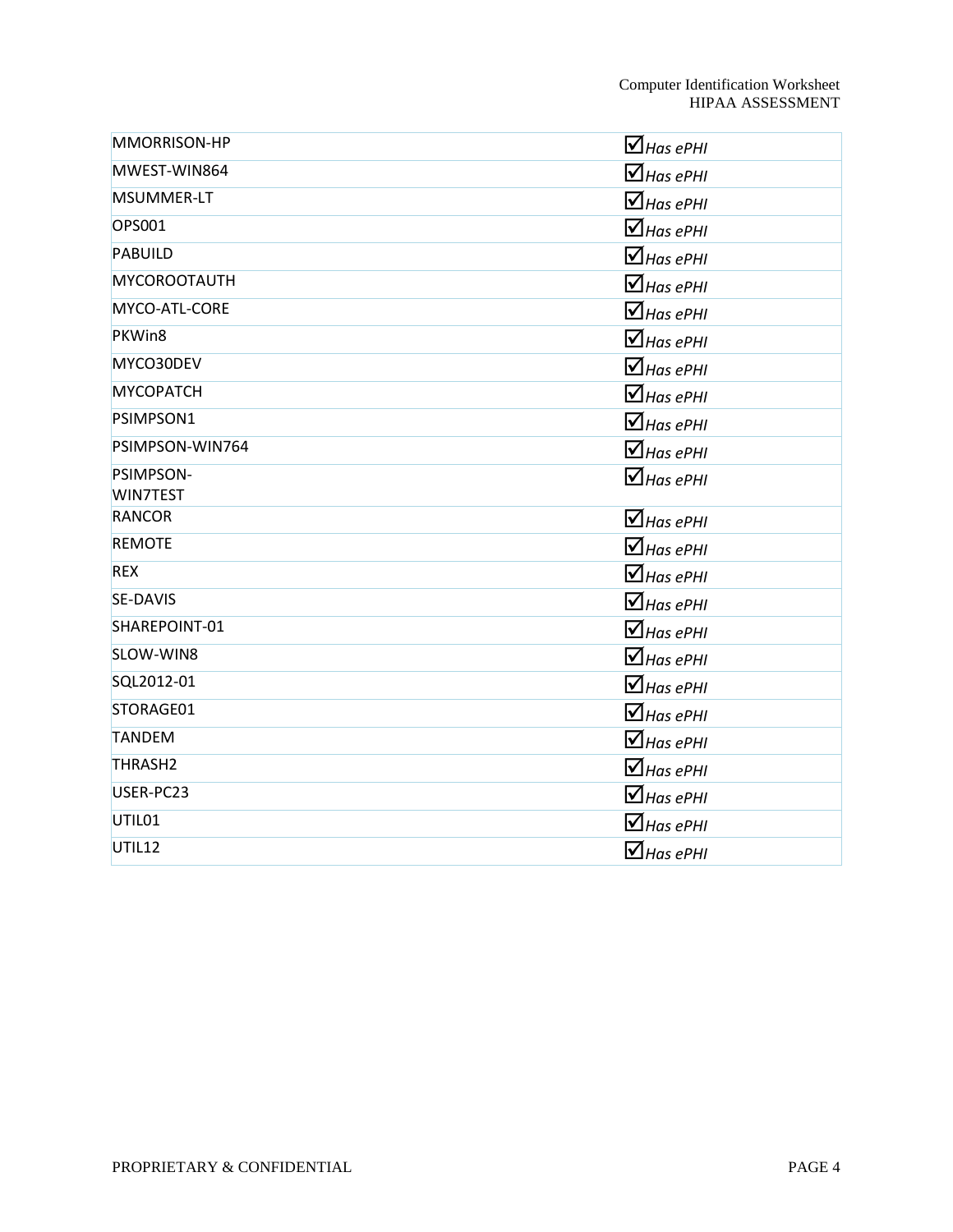| | |
|---|---|
| MMORRISON-HP | ☑ *Has ePHI* |
| MWEST-WIN864 | ☑ *Has ePHI* |
| MSUMMER-LT | ☑ *Has ePHI* |
| OPS001 | ☑ *Has ePHI* |
| PABUILD | ☑ *Has ePHI* |
| MYCOROOTAUTH | ☑ *Has ePHI* |
| MYCO-ATL-CORE | ☑ *Has ePHI* |
| PKWin8 | ☑ *Has ePHI* |
| MYCO30DEV | ☑ *Has ePHI* |
| MYCOPATCH | ☑ *Has ePHI* |
| PSIMPSON1 | ☑ *Has ePHI* |
| PSIMPSON-WIN764 | ☑ *Has ePHI* |
| PSIMPSON-WIN7TEST | ☑ *Has ePHI* |
| RANCOR | ☑ *Has ePHI* |
| REMOTE | ☑ *Has ePHI* |
| REX | ☑ *Has ePHI* |
| SE-DAVIS | ☑ *Has ePHI* |
| SHAREPOINT-01 | ☑ *Has ePHI* |
| SLOW-WIN8 | ☑ *Has ePHI* |
| SQL2012-01 | ☑ *Has ePHI* |
| STORAGE01 | ☑ *Has ePHI* |
| TANDEM | ☑ *Has ePHI* |
| THRASH2 | ☑ *Has ePHI* |
| USER-PC23 | ☑ *Has ePHI* |
| UTIL01 | ☑ *Has ePHI* |
| UTIL12 | ☑ *Has ePHI* |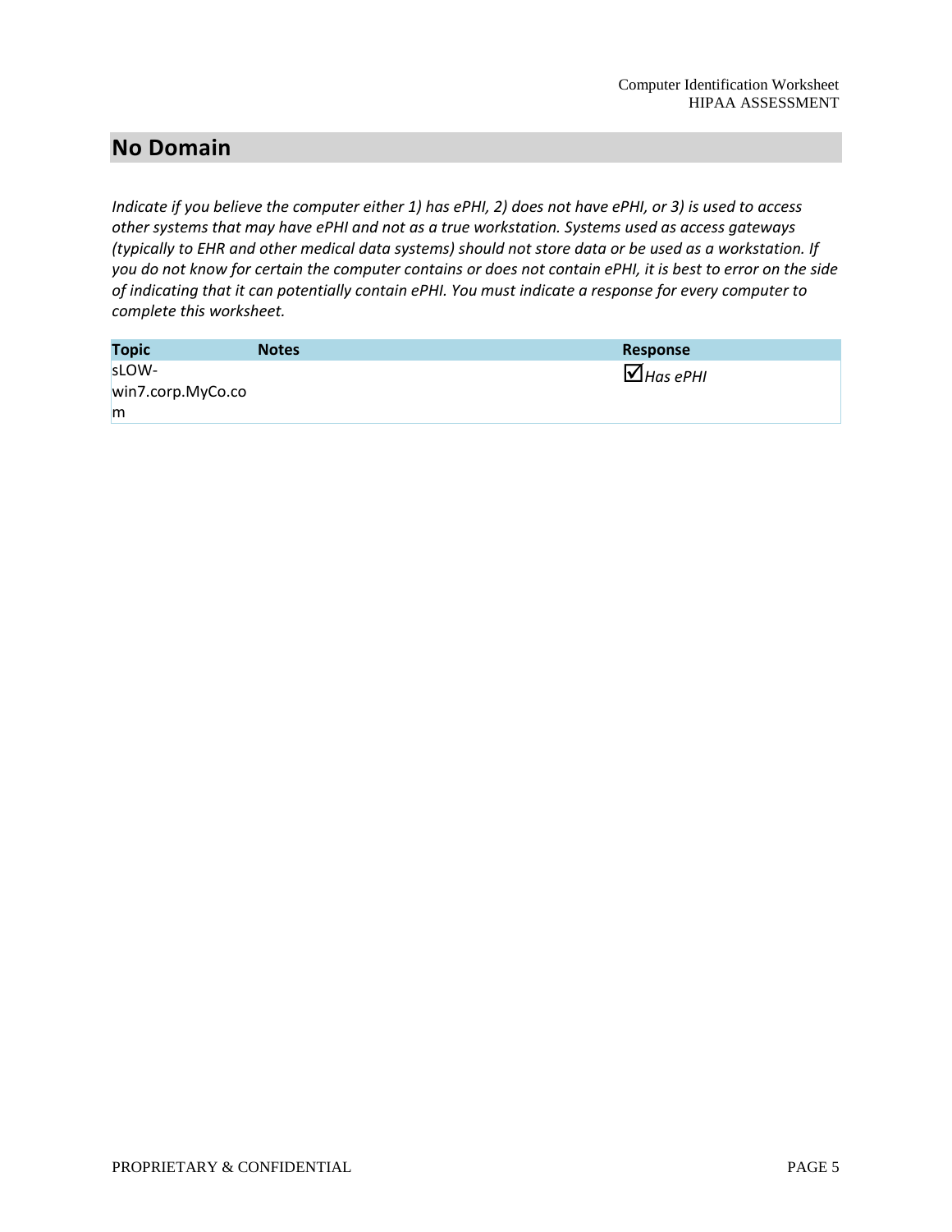## No Domain

*Indicate if you believe the computer either 1) has ePHI, 2) does not have ePHI, or 3) is used to access other systems that may have ePHI and not as a true workstation. Systems used as access gateways (typically to EHR and other medical data systems) should not store data or be used as a workstation. If you do not know for certain the computer contains or does not contain ePHI, it is best to error on the side of indicating that it can potentially contain ePHI. You must indicate a response for every computer to complete this worksheet.*

| Topic | Notes | Response |
| --- | --- | --- |
| sLOW-win7.corp.MyCo.com | | ☑ *Has ePHI* |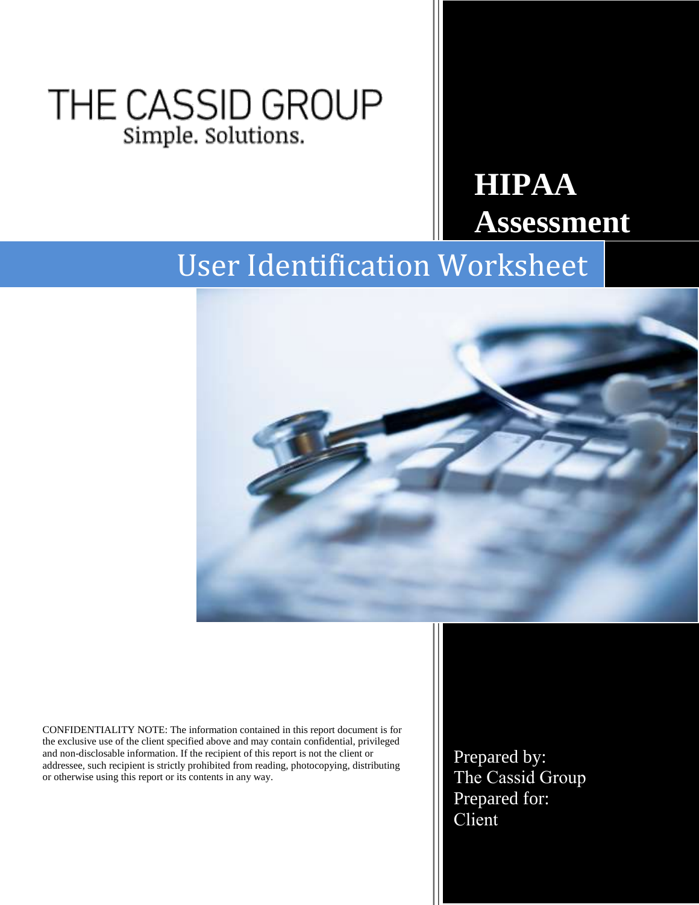THE CASSID GROUP

Simple. Solutions.

# HIPAA Assessment

## User Identification Worksheet

CONFIDENTIALITY NOTE: The information contained in this report document is for the exclusive use of the client specified above and may contain confidential, privileged and non-disclosable information. If the recipient of this report is not the client or addressee, such recipient is strictly prohibited from reading, photocopying, distributing or otherwise using this report or its contents in any way.

Prepared by:
The Cassid Group
Prepared for:
Client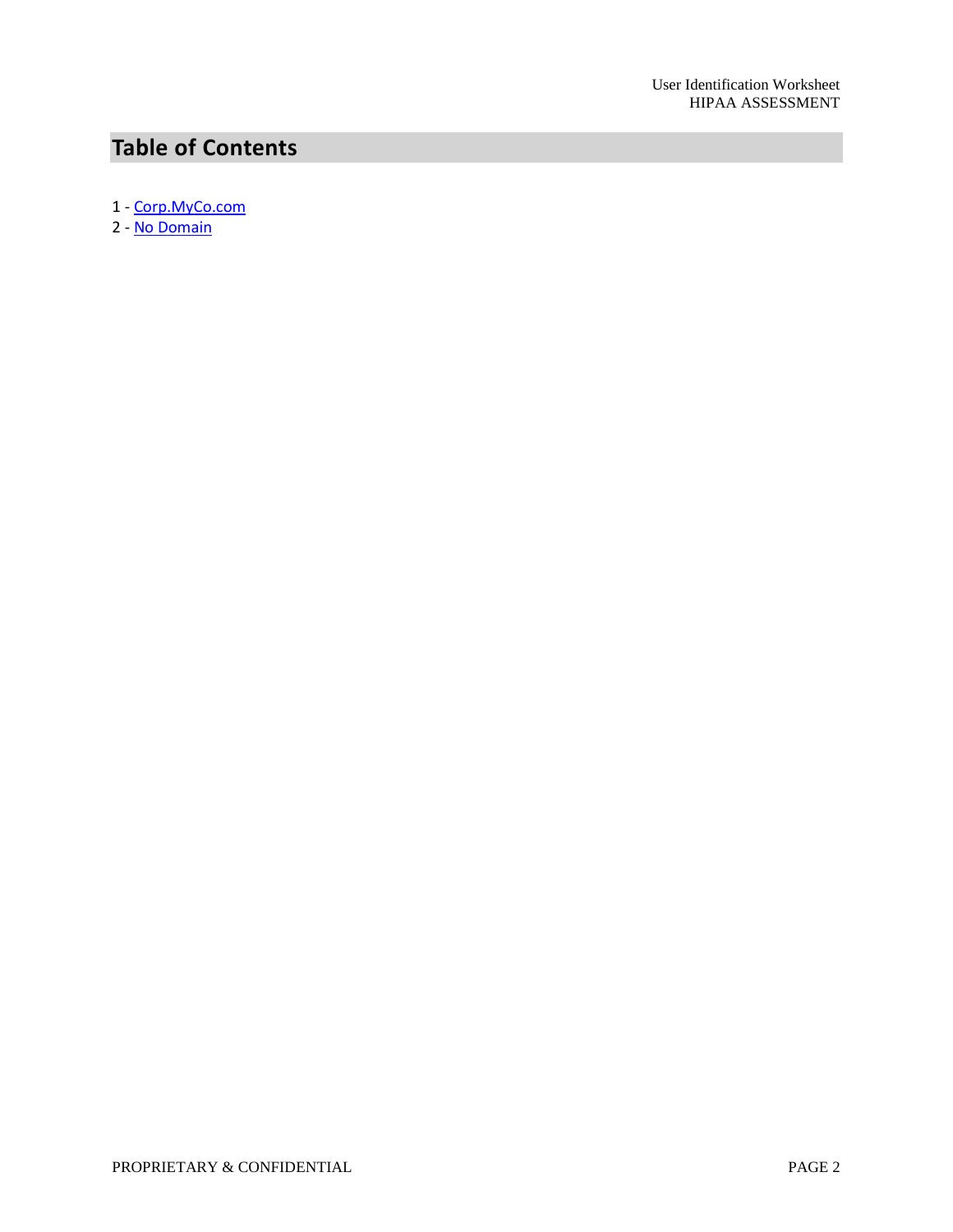# Table of Contents

1 - Corp.MyCo.com

2 - No Domain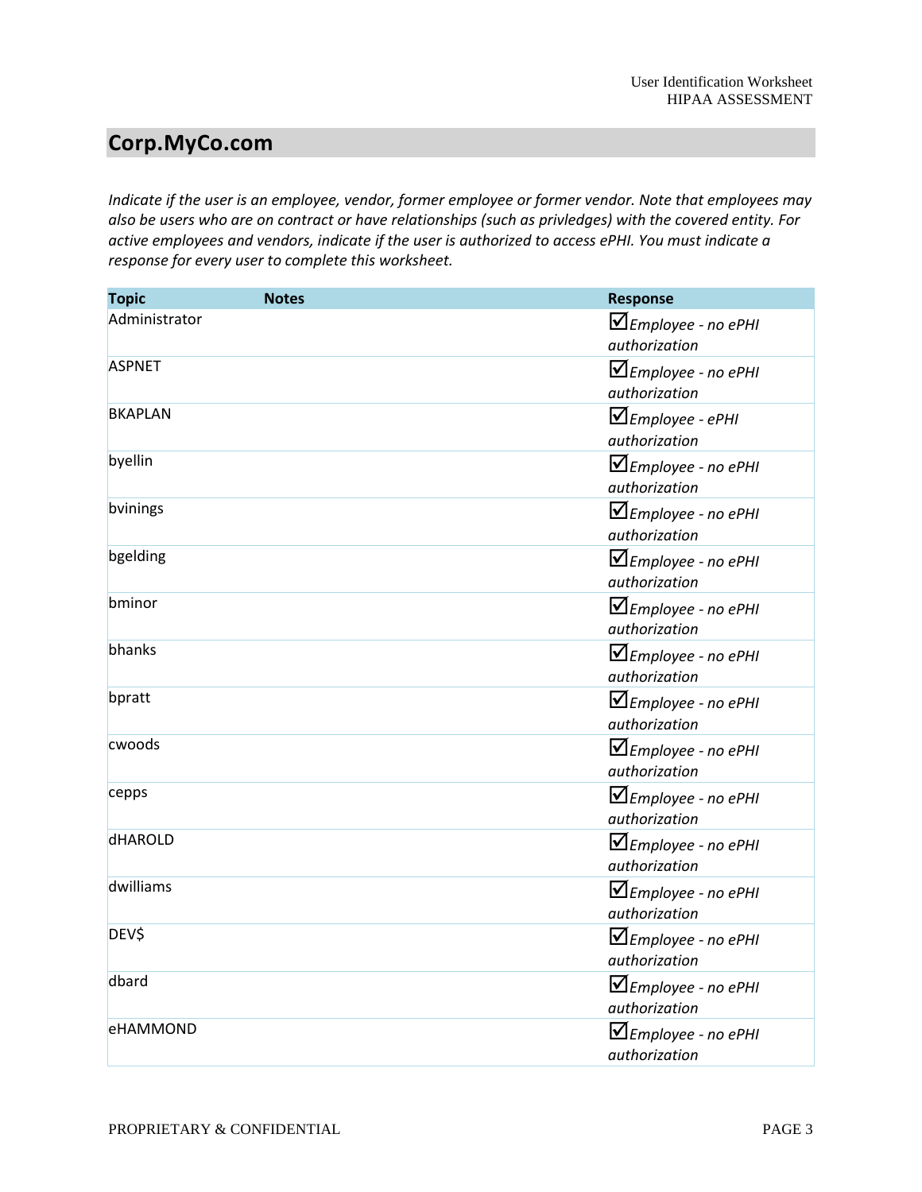## Corp.MyCo.com

*Indicate if the user is an employee, vendor, former employee or former vendor. Note that employees may also be users who are on contract or have relationships (such as privledges) with the covered entity. For active employees and vendors, indicate if the user is authorized to access ePHI. You must indicate a response for every user to complete this worksheet.*

| Topic | Notes | Response |
|---|---|---|
| Administrator | | ☑*Employee - no ePHI authorization* |
| ASPNET | | ☑*Employee - no ePHI authorization* |
| BKAPLAN | | ☑*Employee - ePHI authorization* |
| byellin | | ☑*Employee - no ePHI authorization* |
| bvinings | | ☑*Employee - no ePHI authorization* |
| bgelding | | ☑*Employee - no ePHI authorization* |
| bminor | | ☑*Employee - no ePHI authorization* |
| bhanks | | ☑*Employee - no ePHI authorization* |
| bpratt | | ☑*Employee - no ePHI authorization* |
| cwoods | | ☑*Employee - no ePHI authorization* |
| cepps | | ☑*Employee - no ePHI authorization* |
| dHAROLD | | ☑*Employee - no ePHI authorization* |
| dwilliams | | ☑*Employee - no ePHI authorization* |
| DEV$ | | ☑*Employee - no ePHI authorization* |
| dbard | | ☑*Employee - no ePHI authorization* |
| eHAMMOND | | ☑*Employee - no ePHI authorization* |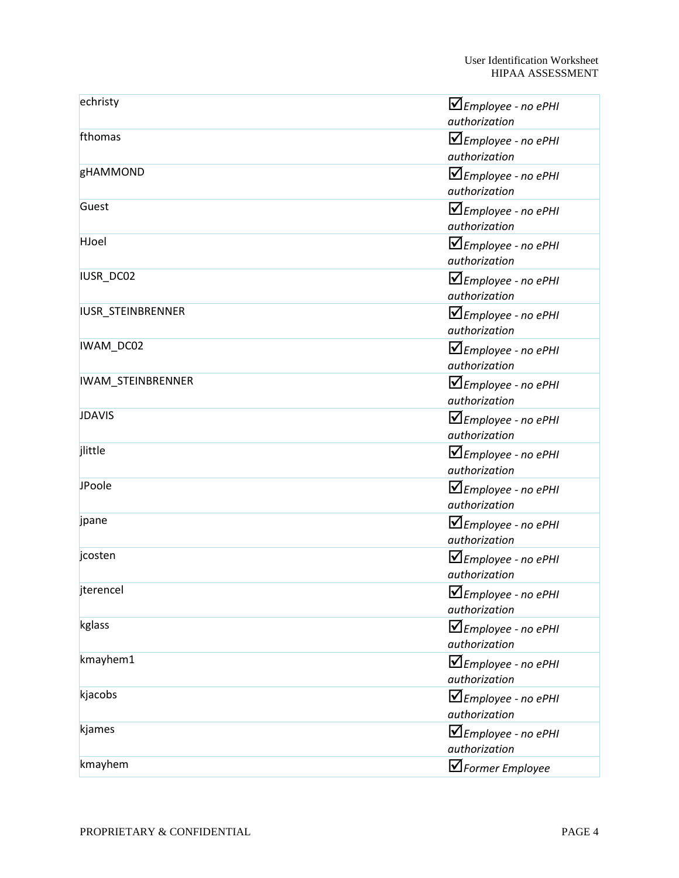| | |
|---|---|
| echristy | ☑*Employee - no ePHI authorization* |
| fthomas | ☑*Employee - no ePHI authorization* |
| gHAMMOND | ☑*Employee - no ePHI authorization* |
| Guest | ☑*Employee - no ePHI authorization* |
| HJoel | ☑*Employee - no ePHI authorization* |
| IUSR_DC02 | ☑*Employee - no ePHI authorization* |
| IUSR_STEINBRENNER | ☑*Employee - no ePHI authorization* |
| IWAM_DC02 | ☑*Employee - no ePHI authorization* |
| IWAM_STEINBRENNER | ☑*Employee - no ePHI authorization* |
| JDAVIS | ☑*Employee - no ePHI authorization* |
| jlittle | ☑*Employee - no ePHI authorization* |
| JPoole | ☑*Employee - no ePHI authorization* |
| jpane | ☑*Employee - no ePHI authorization* |
| jcosten | ☑*Employee - no ePHI authorization* |
| jterencel | ☑*Employee - no ePHI authorization* |
| kglass | ☑*Employee - no ePHI authorization* |
| kmayhem1 | ☑*Employee - no ePHI authorization* |
| kjacobs | ☑*Employee - no ePHI authorization* |
| kjames | ☑*Employee - no ePHI authorization* |
| kmayhem | ☑*Former Employee* |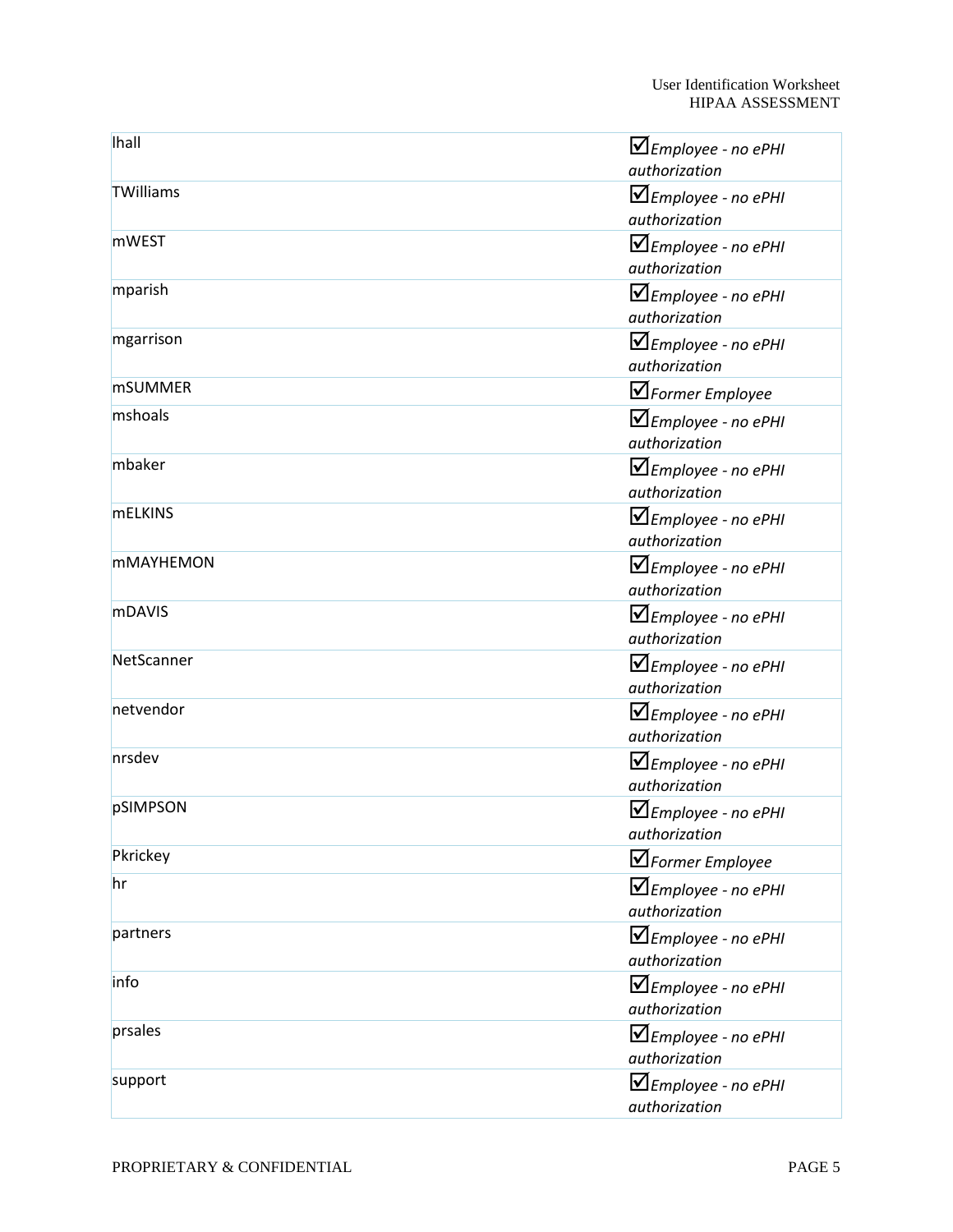| | |
|---|---|
| lhall | ☑*Employee - no ePHI authorization* |
| TWilliams | ☑*Employee - no ePHI authorization* |
| mWEST | ☑*Employee - no ePHI authorization* |
| mparish | ☑*Employee - no ePHI authorization* |
| mgarrison | ☑*Employee - no ePHI authorization* |
| mSUMMER | ☑*Former Employee* |
| mshoals | ☑*Employee - no ePHI authorization* |
| mbaker | ☑*Employee - no ePHI authorization* |
| mELKINS | ☑*Employee - no ePHI authorization* |
| mMAYHEMON | ☑*Employee - no ePHI authorization* |
| mDAVIS | ☑*Employee - no ePHI authorization* |
| NetScanner | ☑*Employee - no ePHI authorization* |
| netvendor | ☑*Employee - no ePHI authorization* |
| nrsdev | ☑*Employee - no ePHI authorization* |
| pSIMPSON | ☑*Employee - no ePHI authorization* |
| Pkrickey | ☑*Former Employee* |
| hr | ☑*Employee - no ePHI authorization* |
| partners | ☑*Employee - no ePHI authorization* |
| info | ☑*Employee - no ePHI authorization* |
| prsales | ☑*Employee - no ePHI authorization* |
| support | ☑*Employee - no ePHI authorization* |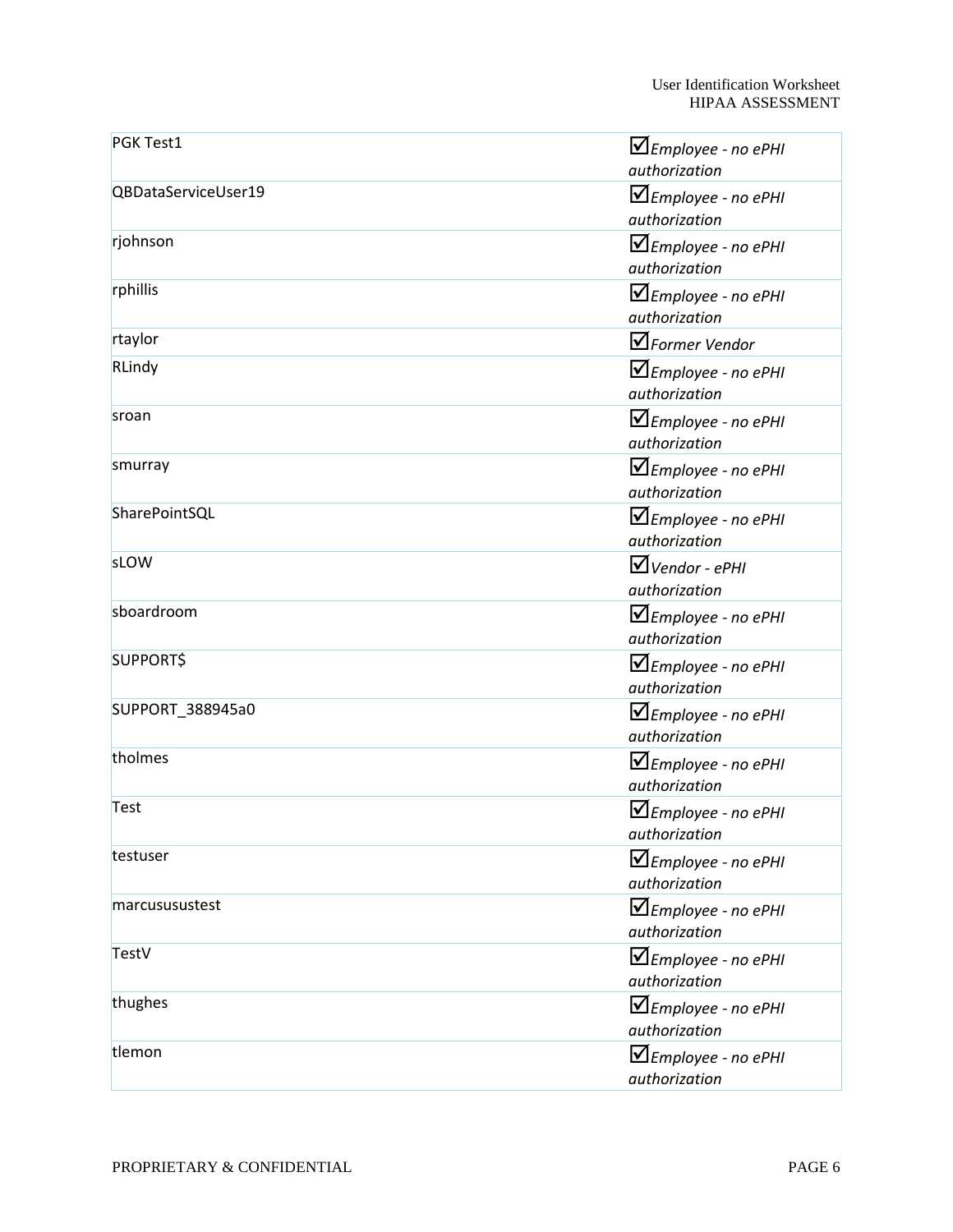| | |
|---|---|
| PGK Test1 | ☑*Employee - no ePHI authorization* |
| QBDataServiceUser19 | ☑*Employee - no ePHI authorization* |
| rjohnson | ☑*Employee - no ePHI authorization* |
| rphillis | ☑*Employee - no ePHI authorization* |
| rtaylor | ☑*Former Vendor* |
| RLindy | ☑*Employee - no ePHI authorization* |
| sroan | ☑*Employee - no ePHI authorization* |
| smurray | ☑*Employee - no ePHI authorization* |
| SharePointSQL | ☑*Employee - no ePHI authorization* |
| sLOW | ☑*Vendor - ePHI authorization* |
| sboardroom | ☑*Employee - no ePHI authorization* |
| SUPPORT$ | ☑*Employee - no ePHI authorization* |
| SUPPORT_388945a0 | ☑*Employee - no ePHI authorization* |
| tholmes | ☑*Employee - no ePHI authorization* |
| Test | ☑*Employee - no ePHI authorization* |
| testuser | ☑*Employee - no ePHI authorization* |
| marcusustest | ☑*Employee - no ePHI authorization* |
| TestV | ☑*Employee - no ePHI authorization* |
| thughes | ☑*Employee - no ePHI authorization* |
| tlemon | ☑*Employee - no ePHI authorization* |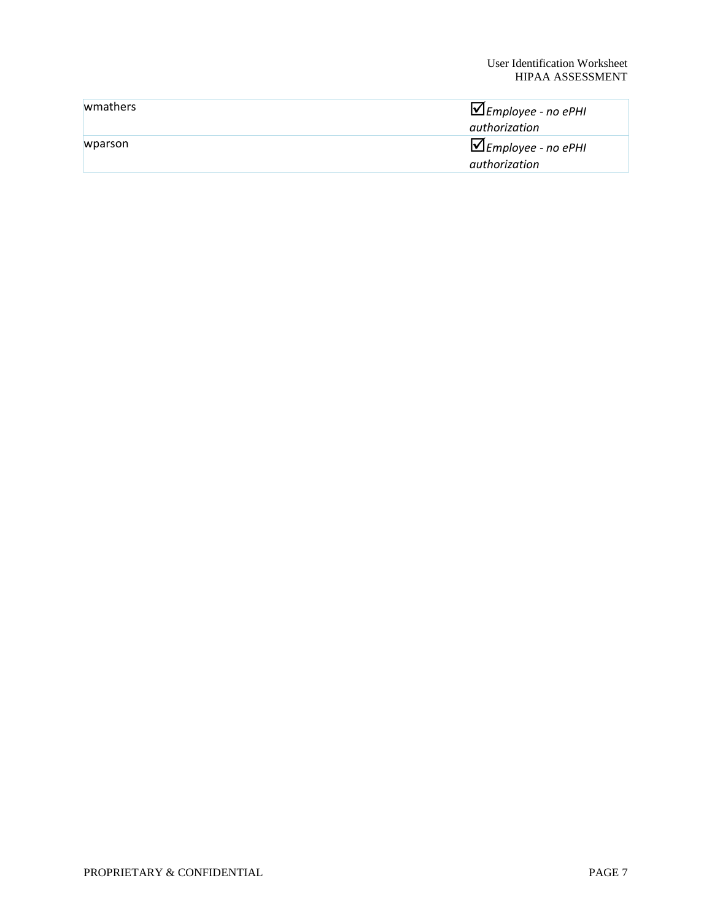| | |
|---|---|
| wmathers | ☑*Employee - no ePHI authorization* |
| wparson | ☑*Employee - no ePHI authorization* |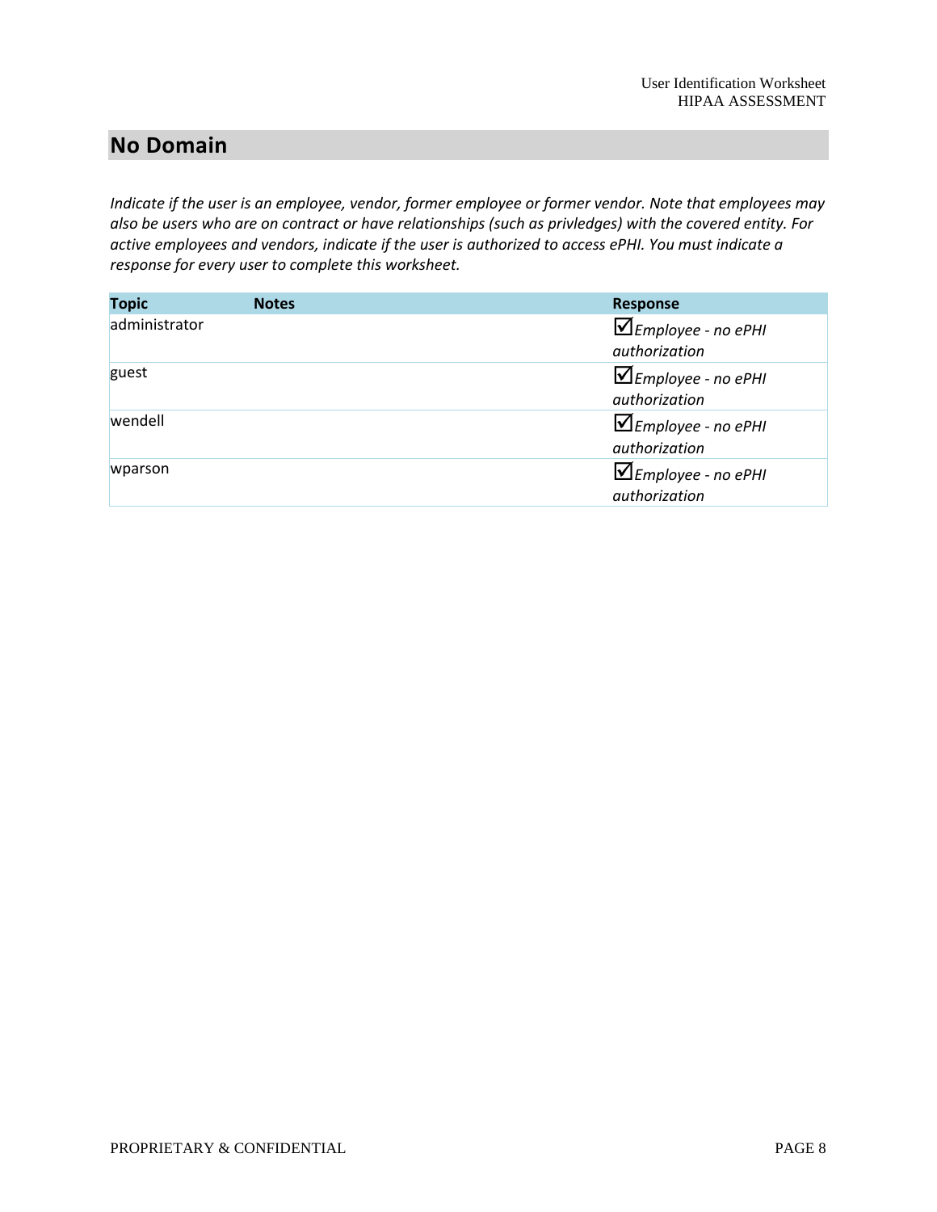## No Domain

*Indicate if the user is an employee, vendor, former employee or former vendor. Note that employees may also be users who are on contract or have relationships (such as privledges) with the covered entity. For active employees and vendors, indicate if the user is authorized to access ePHI. You must indicate a response for every user to complete this worksheet.*

| Topic | Notes | Response |
|---|---|---|
| administrator | | ☑*Employee - no ePHI authorization* |
| guest | | ☑*Employee - no ePHI authorization* |
| wendell | | ☑*Employee - no ePHI authorization* |
| wparson | | ☑*Employee - no ePHI authorization* |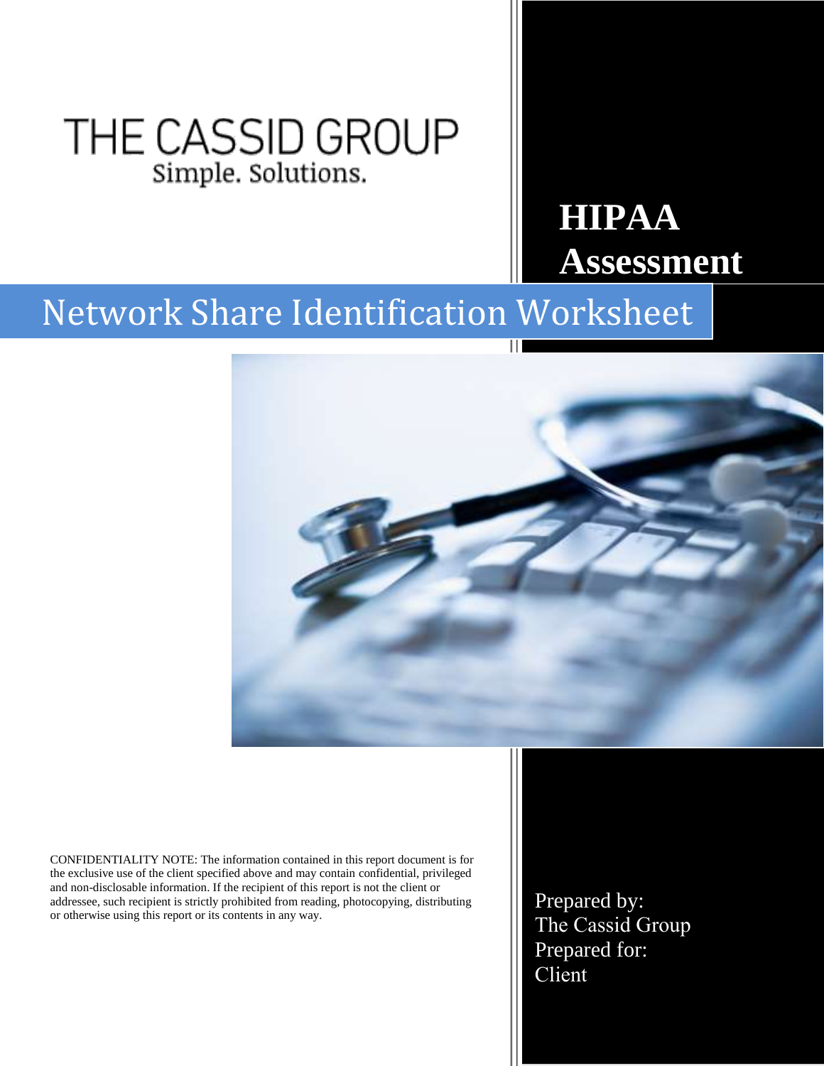THE CASSID GROUP
Simple. Solutions.

# HIPAA Assessment

## Network Share Identification Worksheet

CONFIDENTIALITY NOTE: The information contained in this report document is for the exclusive use of the client specified above and may contain confidential, privileged and non-disclosable information. If the recipient of this report is not the client or addressee, such recipient is strictly prohibited from reading, photocopying, distributing or otherwise using this report or its contents in any way.

Prepared by:
The Cassid Group
Prepared for:
Client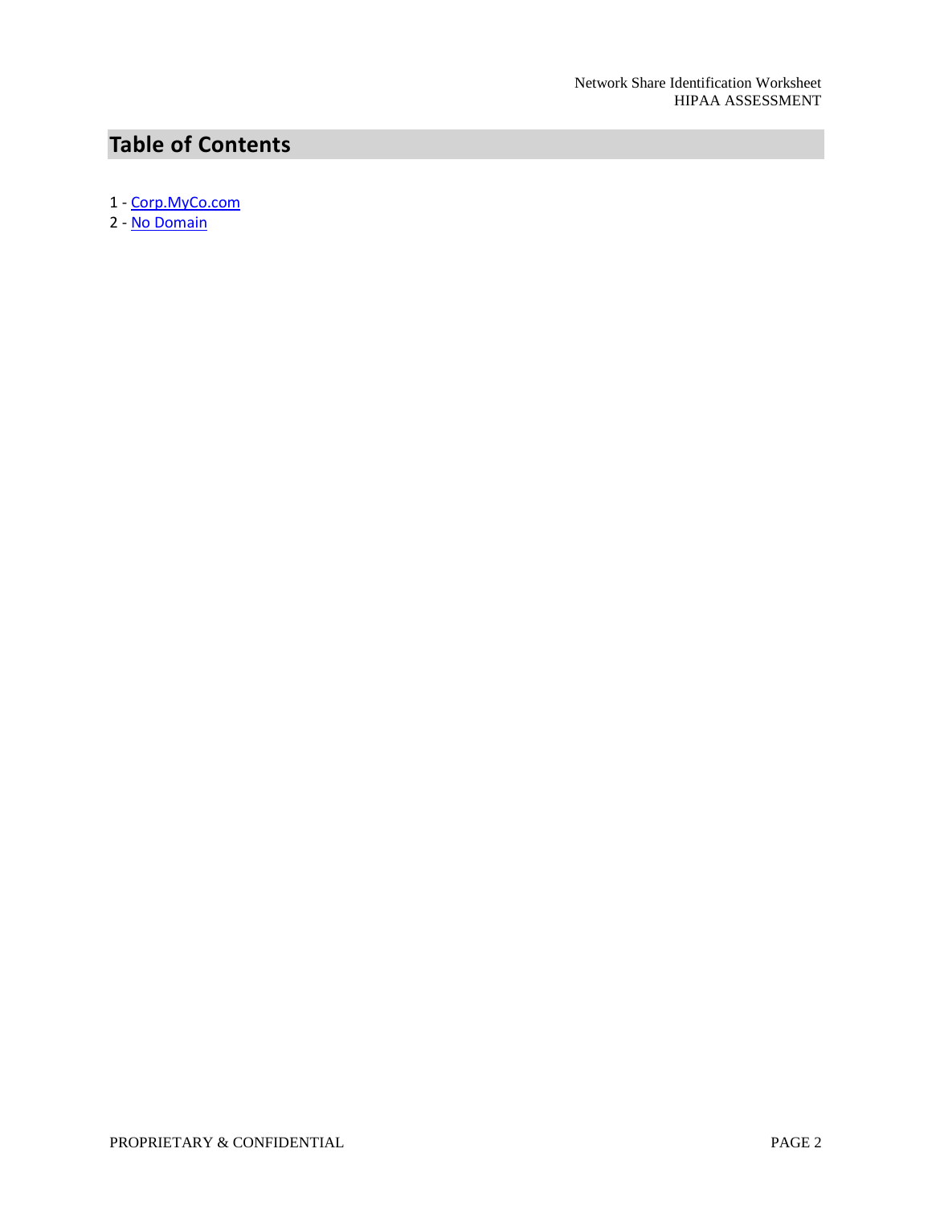# Table of Contents

1 - Corp.MyCo.com
2 - No Domain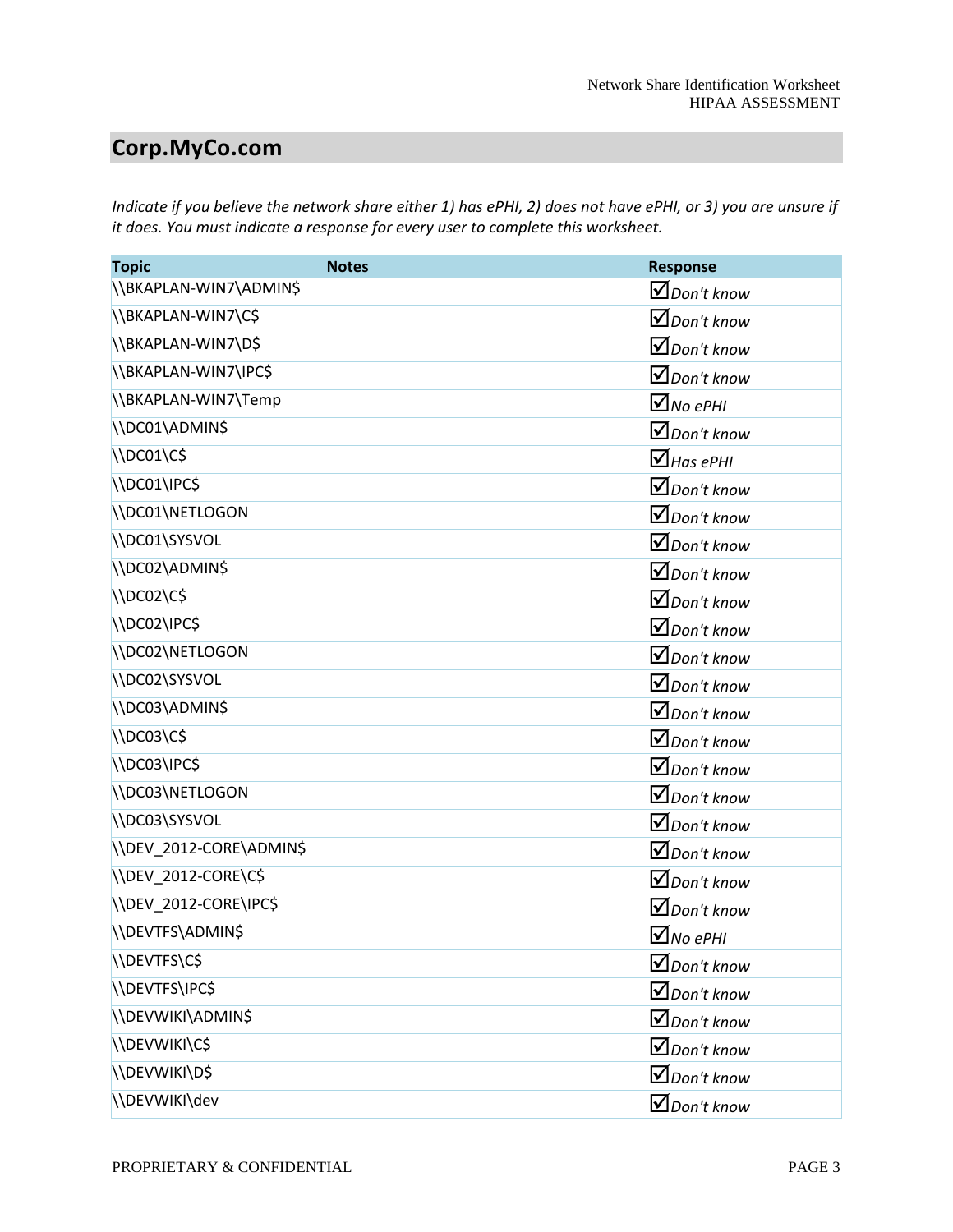## Corp.MyCo.com

*Indicate if you believe the network share either 1) has ePHI, 2) does not have ePHI, or 3) you are unsure if it does. You must indicate a response for every user to complete this worksheet.*

| Topic | Notes | Response |
|---|---|---|
| \\BKAPLAN-WIN7\ADMIN$ | | ☑*Don't know* |
| \\BKAPLAN-WIN7\C$ | | ☑*Don't know* |
| \\BKAPLAN-WIN7\D$ | | ☑*Don't know* |
| \\BKAPLAN-WIN7\IPC$ | | ☑*Don't know* |
| \\BKAPLAN-WIN7\Temp | | ☑*No ePHI* |
| \\DC01\ADMIN$ | | ☑*Don't know* |
| \\DC01\C$ | | ☑*Has ePHI* |
| \\DC01\IPC$ | | ☑*Don't know* |
| \\DC01\NETLOGON | | ☑*Don't know* |
| \\DC01\SYSVOL | | ☑*Don't know* |
| \\DC02\ADMIN$ | | ☑*Don't know* |
| \\DC02\C$ | | ☑*Don't know* |
| \\DC02\IPC$ | | ☑*Don't know* |
| \\DC02\NETLOGON | | ☑*Don't know* |
| \\DC02\SYSVOL | | ☑*Don't know* |
| \\DC03\ADMIN$ | | ☑*Don't know* |
| \\DC03\C$ | | ☑*Don't know* |
| \\DC03\IPC$ | | ☑*Don't know* |
| \\DC03\NETLOGON | | ☑*Don't know* |
| \\DC03\SYSVOL | | ☑*Don't know* |
| \\DEV_2012-CORE\ADMIN$ | | ☑*Don't know* |
| \\DEV_2012-CORE\C$ | | ☑*Don't know* |
| \\DEV_2012-CORE\IPC$ | | ☑*Don't know* |
| \\DEVTFS\ADMIN$ | | ☑*No ePHI* |
| \\DEVTFS\C$ | | ☑*Don't know* |
| \\DEVTFS\IPC$ | | ☑*Don't know* |
| \\DEVWIKI\ADMIN$ | | ☑*Don't know* |
| \\DEVWIKI\C$ | | ☑*Don't know* |
| \\DEVWIKI\D$ | | ☑*Don't know* |
| \\DEVWIKI\dev | | ☑*Don't know* |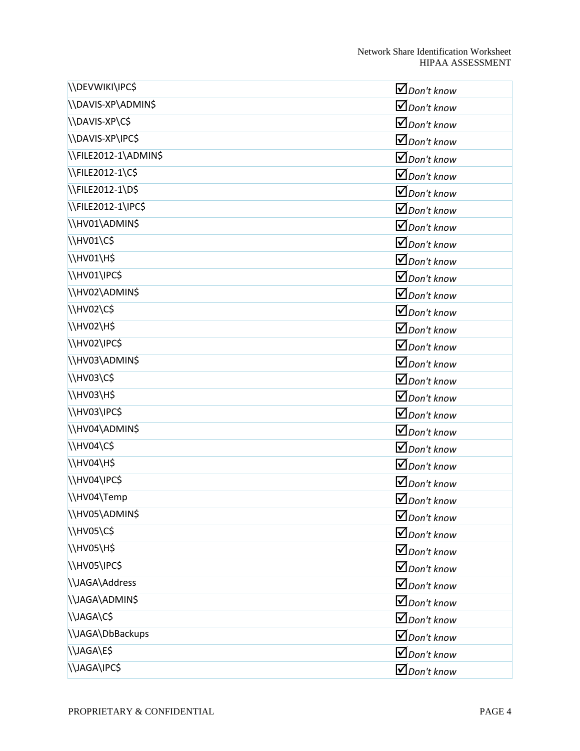| | |
|---|---|
| \\DEVWIKI\IPC$ | ☑*Don't know* |
| \\DAVIS-XP\ADMIN$ | ☑*Don't know* |
| \\DAVIS-XP\C$ | ☑*Don't know* |
| \\DAVIS-XP\IPC$ | ☑*Don't know* |
| \\FILE2012-1\ADMIN$ | ☑*Don't know* |
| \\FILE2012-1\C$ | ☑*Don't know* |
| \\FILE2012-1\D$ | ☑*Don't know* |
| \\FILE2012-1\IPC$ | ☑*Don't know* |
| \\HV01\ADMIN$ | ☑*Don't know* |
| \\HV01\C$ | ☑*Don't know* |
| \\HV01\H$ | ☑*Don't know* |
| \\HV01\IPC$ | ☑*Don't know* |
| \\HV02\ADMIN$ | ☑*Don't know* |
| \\HV02\C$ | ☑*Don't know* |
| \\HV02\H$ | ☑*Don't know* |
| \\HV02\IPC$ | ☑*Don't know* |
| \\HV03\ADMIN$ | ☑*Don't know* |
| \\HV03\C$ | ☑*Don't know* |
| \\HV03\H$ | ☑*Don't know* |
| \\HV03\IPC$ | ☑*Don't know* |
| \\HV04\ADMIN$ | ☑*Don't know* |
| \\HV04\C$ | ☑*Don't know* |
| \\HV04\H$ | ☑*Don't know* |
| \\HV04\IPC$ | ☑*Don't know* |
| \\HV04\Temp | ☑*Don't know* |
| \\HV05\ADMIN$ | ☑*Don't know* |
| \\HV05\C$ | ☑*Don't know* |
| \\HV05\H$ | ☑*Don't know* |
| \\HV05\IPC$ | ☑*Don't know* |
| \\JAGA\Address | ☑*Don't know* |
| \\JAGA\ADMIN$ | ☑*Don't know* |
| \\JAGA\C$ | ☑*Don't know* |
| \\JAGA\DbBackups | ☑*Don't know* |
| \\JAGA\E$ | ☑*Don't know* |
| \\JAGA\IPC$ | ☑*Don't know* |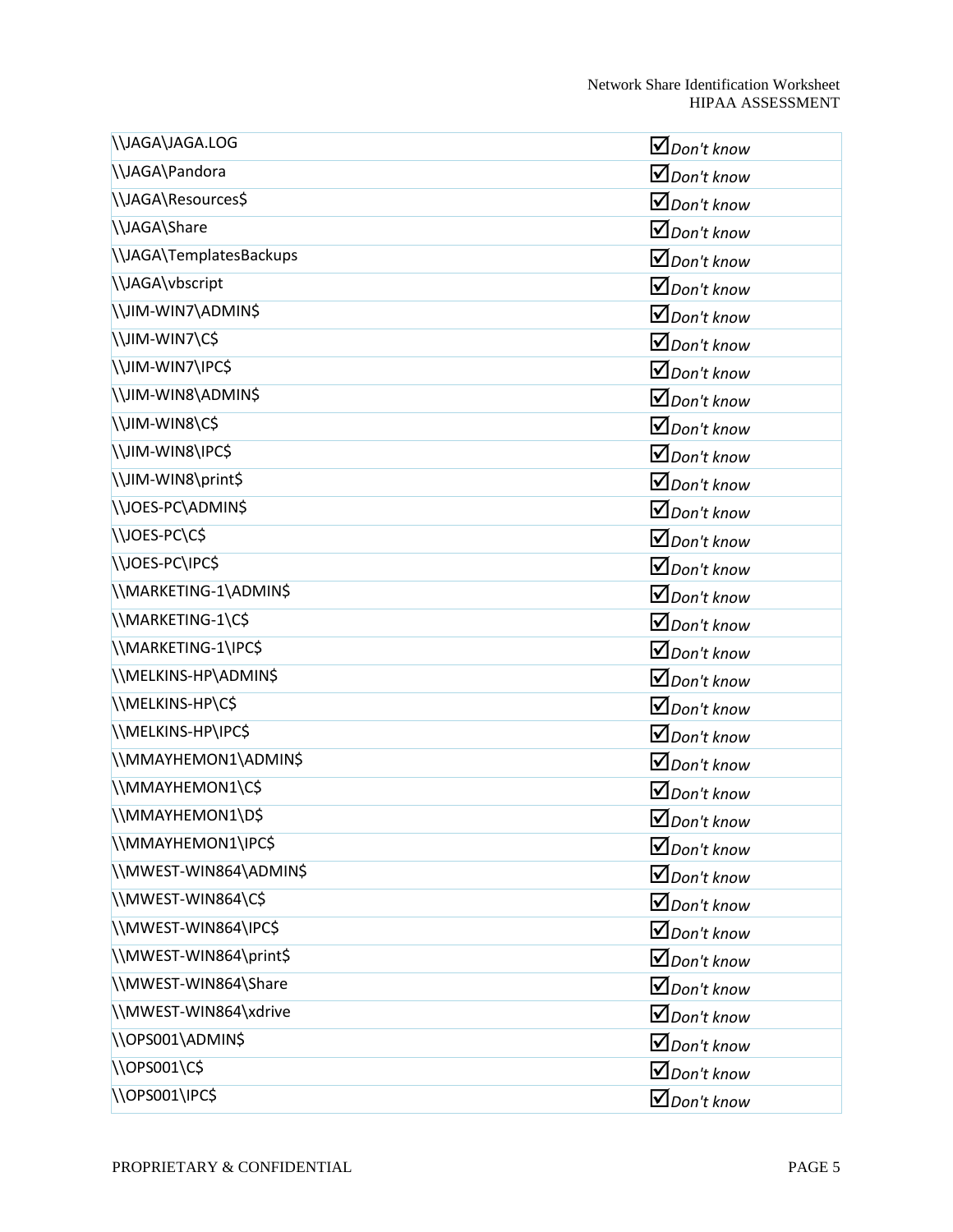| | |
|---|---|
| \\JAGA\JAGA.LOG | ☑*Don't know* |
| \\JAGA\Pandora | ☑*Don't know* |
| \\JAGA\Resources$ | ☑*Don't know* |
| \\JAGA\Share | ☑*Don't know* |
| \\JAGA\TemplatesBackups | ☑*Don't know* |
| \\JAGA\vbscript | ☑*Don't know* |
| \\JIM-WIN7\ADMIN$ | ☑*Don't know* |
| \\JIM-WIN7\C$ | ☑*Don't know* |
| \\JIM-WIN7\IPC$ | ☑*Don't know* |
| \\JIM-WIN8\ADMIN$ | ☑*Don't know* |
| \\JIM-WIN8\C$ | ☑*Don't know* |
| \\JIM-WIN8\IPC$ | ☑*Don't know* |
| \\JIM-WIN8\print$ | ☑*Don't know* |
| \\JOES-PC\ADMIN$ | ☑*Don't know* |
| \\JOES-PC\C$ | ☑*Don't know* |
| \\JOES-PC\IPC$ | ☑*Don't know* |
| \\MARKETING-1\ADMIN$ | ☑*Don't know* |
| \\MARKETING-1\C$ | ☑*Don't know* |
| \\MARKETING-1\IPC$ | ☑*Don't know* |
| \\MELKINS-HP\ADMIN$ | ☑*Don't know* |
| \\MELKINS-HP\C$ | ☑*Don't know* |
| \\MELKINS-HP\IPC$ | ☑*Don't know* |
| \\MMAYHEMON1\ADMIN$ | ☑*Don't know* |
| \\MMAYHEMON1\C$ | ☑*Don't know* |
| \\MMAYHEMON1\D$ | ☑*Don't know* |
| \\MMAYHEMON1\IPC$ | ☑*Don't know* |
| \\MWEST-WIN864\ADMIN$ | ☑*Don't know* |
| \\MWEST-WIN864\C$ | ☑*Don't know* |
| \\MWEST-WIN864\IPC$ | ☑*Don't know* |
| \\MWEST-WIN864\print$ | ☑*Don't know* |
| \\MWEST-WIN864\Share | ☑*Don't know* |
| \\MWEST-WIN864\xdrive | ☑*Don't know* |
| \\OPS001\ADMIN$ | ☑*Don't know* |
| \\OPS001\C$ | ☑*Don't know* |
| \\OPS001\IPC$ | ☑*Don't know* |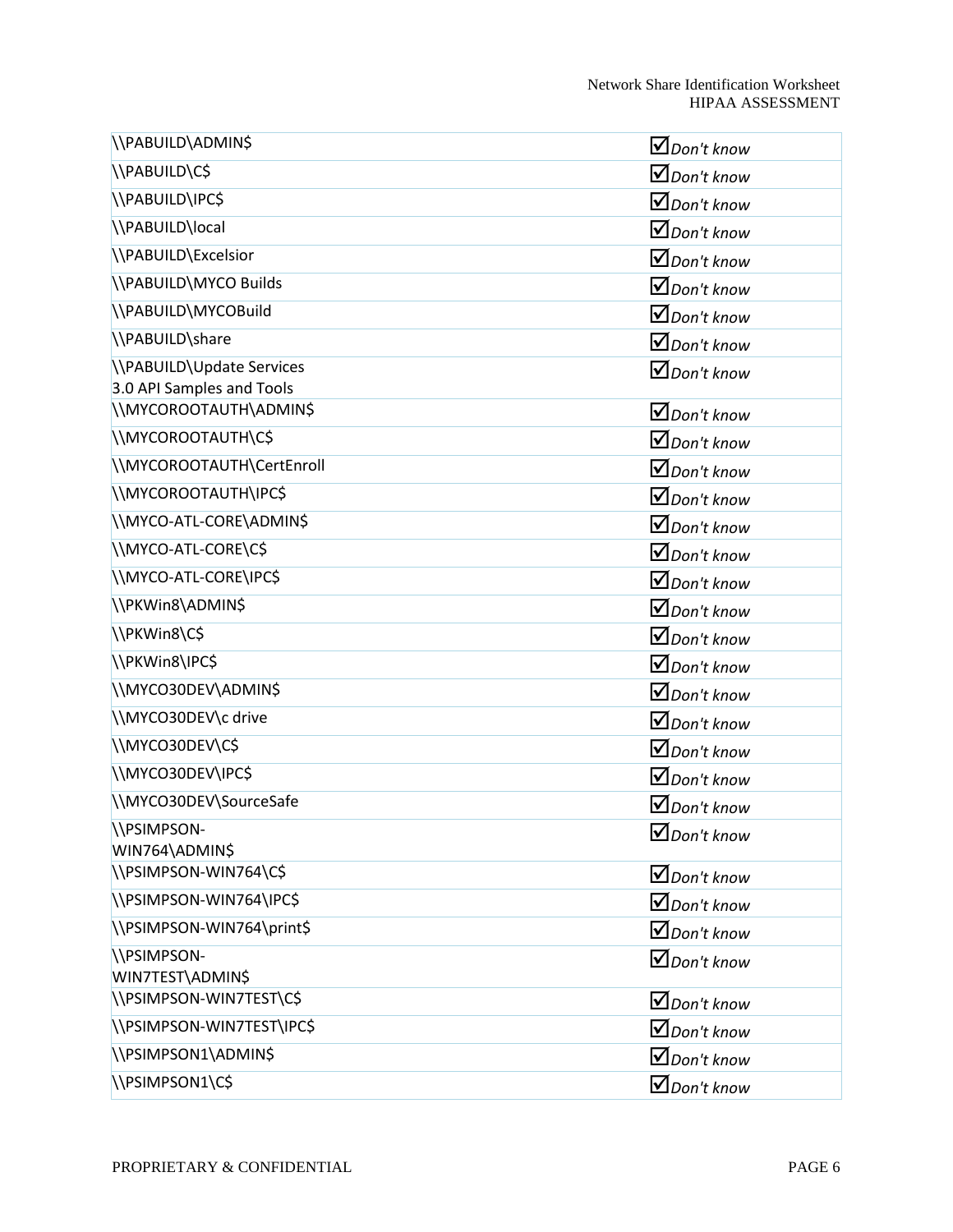| | |
|---|---|
| \\PABUILD\ADMIN$ | ☑*Don't know* |
| \\PABUILD\C$ | ☑*Don't know* |
| \\PABUILD\IPC$ | ☑*Don't know* |
| \\PABUILD\local | ☑*Don't know* |
| \\PABUILD\Excelsior | ☑*Don't know* |
| \\PABUILD\MYCO Builds | ☑*Don't know* |
| \\PABUILD\MYCOBuild | ☑*Don't know* |
| \\PABUILD\share | ☑*Don't know* |
| \\PABUILD\Update Services 3.0 API Samples and Tools | ☑*Don't know* |
| \\MYCOROOTAUTH\ADMIN$ | ☑*Don't know* |
| \\MYCOROOTAUTH\C$ | ☑*Don't know* |
| \\MYCOROOTAUTH\CertEnroll | ☑*Don't know* |
| \\MYCOROOTAUTH\IPC$ | ☑*Don't know* |
| \\MYCO-ATL-CORE\ADMIN$ | ☑*Don't know* |
| \\MYCO-ATL-CORE\C$ | ☑*Don't know* |
| \\MYCO-ATL-CORE\IPC$ | ☑*Don't know* |
| \\PKWin8\ADMIN$ | ☑*Don't know* |
| \\PKWin8\C$ | ☑*Don't know* |
| \\PKWin8\IPC$ | ☑*Don't know* |
| \\MYCO30DEV\ADMIN$ | ☑*Don't know* |
| \\MYCO30DEV\c drive | ☑*Don't know* |
| \\MYCO30DEV\C$ | ☑*Don't know* |
| \\MYCO30DEV\IPC$ | ☑*Don't know* |
| \\MYCO30DEV\SourceSafe | ☑*Don't know* |
| \\PSIMPSON-WIN764\ADMIN$ | ☑*Don't know* |
| \\PSIMPSON-WIN764\C$ | ☑*Don't know* |
| \\PSIMPSON-WIN764\IPC$ | ☑*Don't know* |
| \\PSIMPSON-WIN764\print$ | ☑*Don't know* |
| \\PSIMPSON-WIN7TEST\ADMIN$ | ☑*Don't know* |
| \\PSIMPSON-WIN7TEST\C$ | ☑*Don't know* |
| \\PSIMPSON-WIN7TEST\IPC$ | ☑*Don't know* |
| \\PSIMPSON1\ADMIN$ | ☑*Don't know* |
| \\PSIMPSON1\C$ | ☑*Don't know* |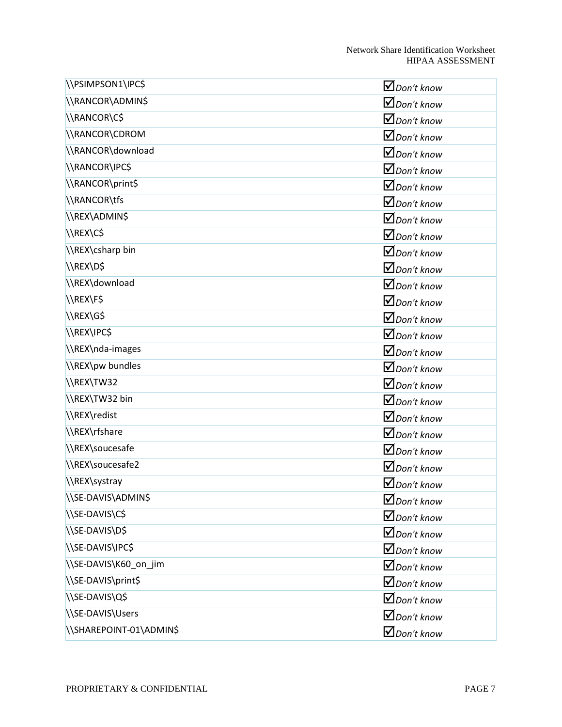| | |
|---|---|
| \\PSIMPSON1\IPC$ | ☑*Don't know* |
| \\RANCOR\ADMIN$ | ☑*Don't know* |
| \\RANCOR\C$ | ☑*Don't know* |
| \\RANCOR\CDROM | ☑*Don't know* |
| \\RANCOR\download | ☑*Don't know* |
| \\RANCOR\IPC$ | ☑*Don't know* |
| \\RANCOR\print$ | ☑*Don't know* |
| \\RANCOR\tfs | ☑*Don't know* |
| \\REX\ADMIN$ | ☑*Don't know* |
| \\REX\C$ | ☑*Don't know* |
| \\REX\csharp bin | ☑*Don't know* |
| \\REX\D$ | ☑*Don't know* |
| \\REX\download | ☑*Don't know* |
| \\REX\F$ | ☑*Don't know* |
| \\REX\G$ | ☑*Don't know* |
| \\REX\IPC$ | ☑*Don't know* |
| \\REX\nda-images | ☑*Don't know* |
| \\REX\pw bundles | ☑*Don't know* |
| \\REX\TW32 | ☑*Don't know* |
| \\REX\TW32 bin | ☑*Don't know* |
| \\REX\redist | ☑*Don't know* |
| \\REX\rfshare | ☑*Don't know* |
| \\REX\soucesafe | ☑*Don't know* |
| \\REX\soucesafe2 | ☑*Don't know* |
| \\REX\systray | ☑*Don't know* |
| \\SE-DAVIS\ADMIN$ | ☑*Don't know* |
| \\SE-DAVIS\C$ | ☑*Don't know* |
| \\SE-DAVIS\D$ | ☑*Don't know* |
| \\SE-DAVIS\IPC$ | ☑*Don't know* |
| \\SE-DAVIS\K60_on_jim | ☑*Don't know* |
| \\SE-DAVIS\print$ | ☑*Don't know* |
| \\SE-DAVIS\Q$ | ☑*Don't know* |
| \\SE-DAVIS\Users | ☑*Don't know* |
| \\SHAREPOINT-01\ADMIN$ | ☑*Don't know* |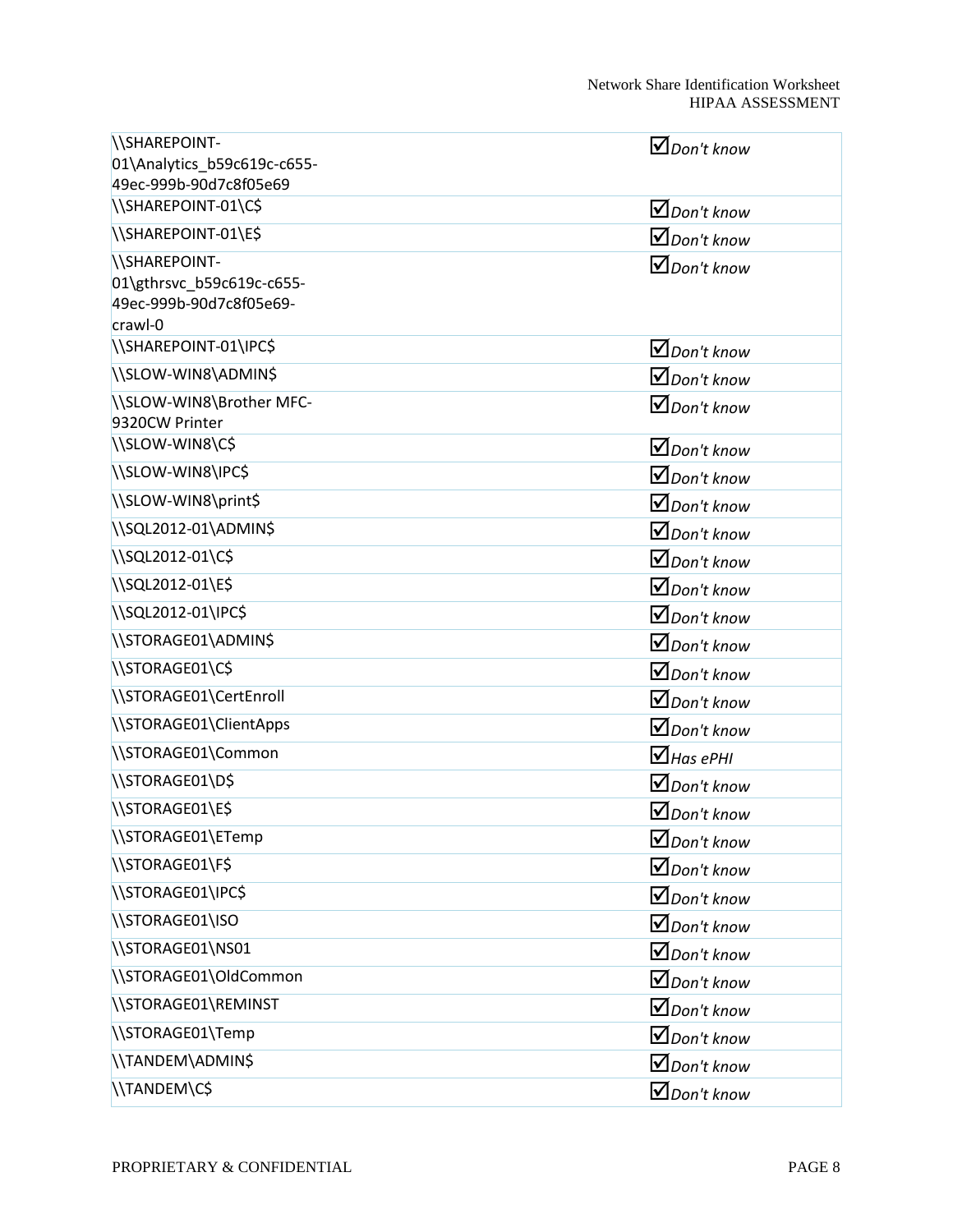| | |
|---|---|
| \\SHAREPOINT-01\Analytics_b59c619c-c655-49ec-999b-90d7c8f05e69 | ☑ *Don't know* |
| \\SHAREPOINT-01\C$ | ☑ *Don't know* |
| \\SHAREPOINT-01\E$ | ☑ *Don't know* |
| \\SHAREPOINT-01\gthrsvc_b59c619c-c655-49ec-999b-90d7c8f05e69-crawl-0 | ☑ *Don't know* |
| \\SHAREPOINT-01\IPC$ | ☑ *Don't know* |
| \\SLOW-WIN8\ADMIN$ | ☑ *Don't know* |
| \\SLOW-WIN8\Brother MFC-9320CW Printer | ☑ *Don't know* |
| \\SLOW-WIN8\C$ | ☑ *Don't know* |
| \\SLOW-WIN8\IPC$ | ☑ *Don't know* |
| \\SLOW-WIN8\print$ | ☑ *Don't know* |
| \\SQL2012-01\ADMIN$ | ☑ *Don't know* |
| \\SQL2012-01\C$ | ☑ *Don't know* |
| \\SQL2012-01\E$ | ☑ *Don't know* |
| \\SQL2012-01\IPC$ | ☑ *Don't know* |
| \\STORAGE01\ADMIN$ | ☑ *Don't know* |
| \\STORAGE01\C$ | ☑ *Don't know* |
| \\STORAGE01\CertEnroll | ☑ *Don't know* |
| \\STORAGE01\ClientApps | ☑ *Don't know* |
| \\STORAGE01\Common | ☑ *Has ePHI* |
| \\STORAGE01\D$ | ☑ *Don't know* |
| \\STORAGE01\E$ | ☑ *Don't know* |
| \\STORAGE01\ETemp | ☑ *Don't know* |
| \\STORAGE01\F$ | ☑ *Don't know* |
| \\STORAGE01\IPC$ | ☑ *Don't know* |
| \\STORAGE01\ISO | ☑ *Don't know* |
| \\STORAGE01\NS01 | ☑ *Don't know* |
| \\STORAGE01\OldCommon | ☑ *Don't know* |
| \\STORAGE01\REMINST | ☑ *Don't know* |
| \\STORAGE01\Temp | ☑ *Don't know* |
| \\TANDEM\ADMIN$ | ☑ *Don't know* |
| \\TANDEM\C$ | ☑ *Don't know* |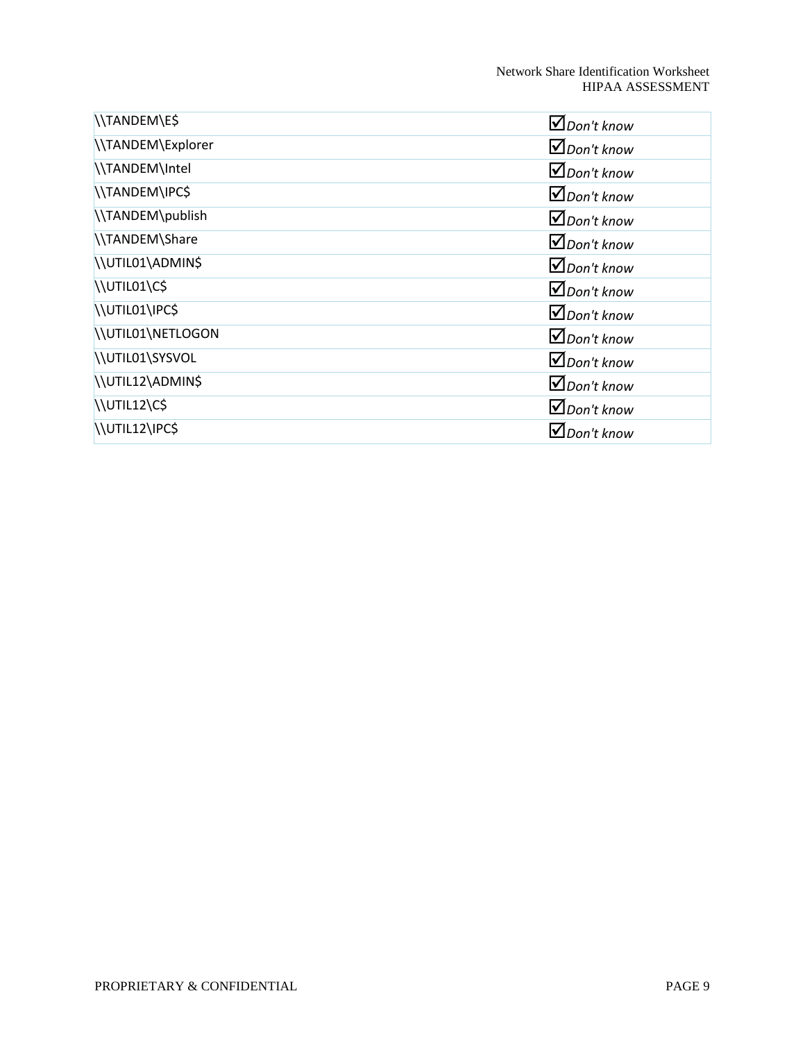| | |
|---|---|
| \\TANDEM\E$ | ☑*Don't know* |
| \\TANDEM\Explorer | ☑*Don't know* |
| \\TANDEM\Intel | ☑*Don't know* |
| \\TANDEM\IPC$ | ☑*Don't know* |
| \\TANDEM\publish | ☑*Don't know* |
| \\TANDEM\Share | ☑*Don't know* |
| \\UTIL01\ADMIN$ | ☑*Don't know* |
| \\UTIL01\C$ | ☑*Don't know* |
| \\UTIL01\IPC$ | ☑*Don't know* |
| \\UTIL01\NETLOGON | ☑*Don't know* |
| \\UTIL01\SYSVOL | ☑*Don't know* |
| \\UTIL12\ADMIN$ | ☑*Don't know* |
| \\UTIL12\C$ | ☑*Don't know* |
| \\UTIL12\IPC$ | ☑*Don't know* |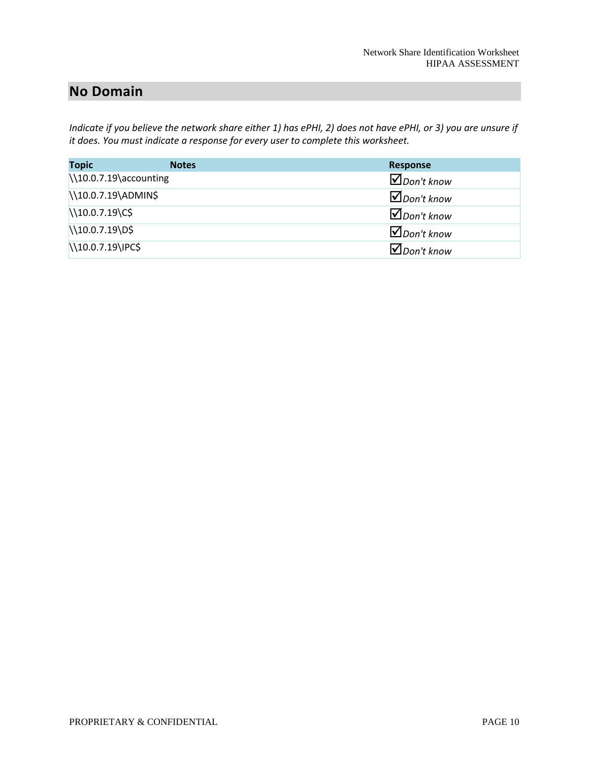## No Domain

*Indicate if you believe the network share either 1) has ePHI, 2) does not have ePHI, or 3) you are unsure if it does. You must indicate a response for every user to complete this worksheet.*

| Topic | Notes | Response |
|---|---|---|
| \\10.0.7.19\accounting | | ☑*Don't know* |
| \\10.0.7.19\ADMIN$ | | ☑*Don't know* |
| \\10.0.7.19\C$ | | ☑*Don't know* |
| \\10.0.7.19\D$ | | ☑*Don't know* |
| \\10.0.7.19\IPC$ | | ☑*Don't know* |